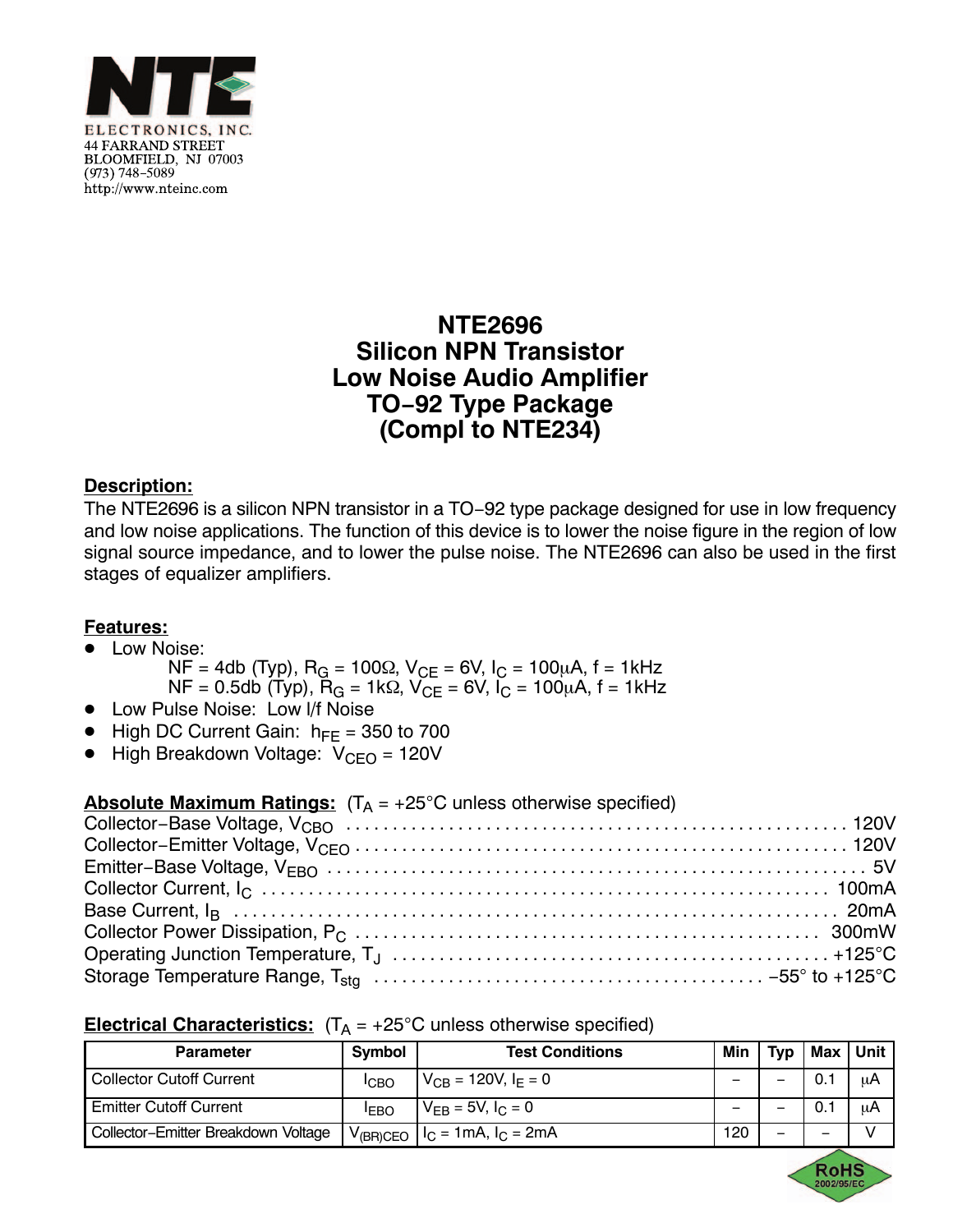NTE ELECTRONICS, INC.
44 FARRAND STREET
BLOOMFIELD, NJ 07003
(973) 748-5089
http://www.nteinc.com

# NTE2696
# Silicon NPN Transistor
# Low Noise Audio Amplifier
# TO-92 Type Package
# (Compl to NTE234)

## Description:

The NTE2696 is a silicon NPN transistor in a TO-92 type package designed for use in low frequency and low noise applications. The function of this device is to lower the noise figure in the region of low signal source impedance, and to lower the pulse noise. The NTE2696 can also be used in the first stages of equalizer amplifiers.

## Features:

- Low Noise:
  - NF = 4db (Typ), $R_G$ = 100Ω, $V_{CE}$ = 6V, $I_C$ = 100μA, f = 1kHz
  - NF = 0.5db (Typ), $R_G$ = 1kΩ, $V_{CE}$ = 6V, $I_C$ = 100μA, f = 1kHz
- Low Pulse Noise: Low l/f Noise
- High DC Current Gain: $h_{FE}$ = 350 to 700
- High Breakdown Voltage: $V_{CEO}$ = 120V

## Absolute Maximum Ratings: ($T_A$ = +25°C unless otherwise specified)

Collector-Base Voltage, $V_{CBO}$ .......... 120V
Collector-Emitter Voltage, $V_{CEO}$ .......... 120V
Emitter-Base Voltage, $V_{EBO}$ .......... 5V
Collector Current, $I_C$ .......... 100mA
Base Current, $I_B$ .......... 20mA
Collector Power Dissipation, $P_C$ .......... 300mW
Operating Junction Temperature, $T_J$ .......... +125°C
Storage Temperature Range, $T_{stg}$ .......... -55° to +125°C

## Electrical Characteristics: ($T_A$ = +25°C unless otherwise specified)

| Parameter | Symbol | Test Conditions | Min | Typ | Max | Unit |
|---|---|---|---|---|---|---|
| Collector Cutoff Current | $I_{CBO}$ | $V_{CB}$ = 120V, $I_E$ = 0 | – | – | 0.1 | μA |
| Emitter Cutoff Current | $I_{EBO}$ | $V_{EB}$ = 5V, $I_C$ = 0 | – | – | 0.1 | μA |
| Collector-Emitter Breakdown Voltage | $V_{(BR)CEO}$ | $I_C$ = 1mA, $I_C$ = 2mA | 120 | – | – | V |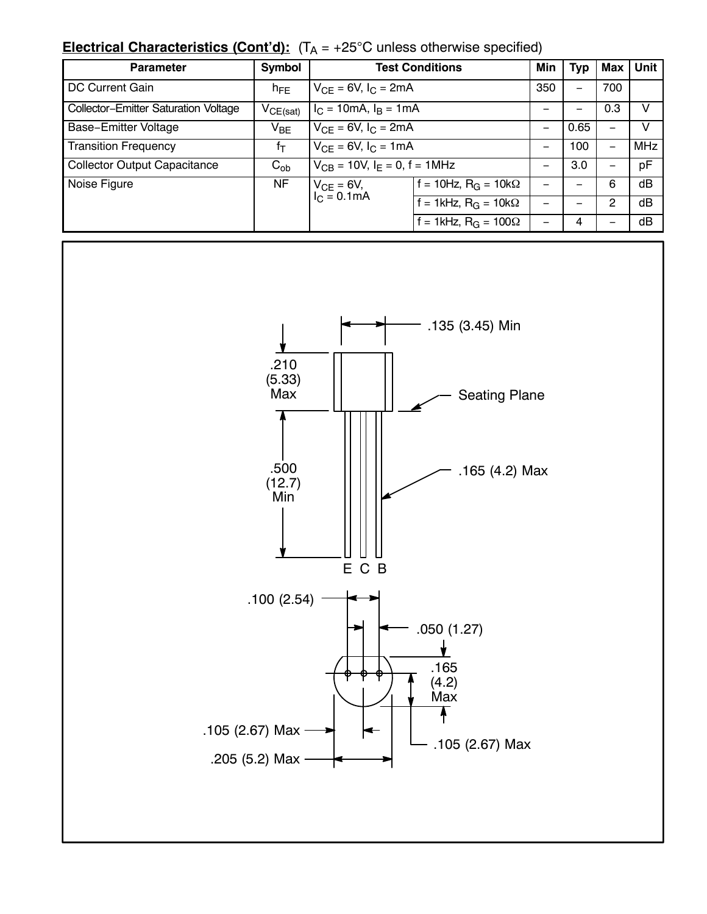**Electrical Characteristics (Cont'd):** ($T_A$ = +25°C unless otherwise specified)

| Parameter | Symbol | Test Conditions | | Min | Typ | Max | Unit |
|---|---|---|---|---|---|---|---|
| DC Current Gain | $h_{FE}$ | $V_{CE}$ = 6V, $I_C$ = 2mA | | 350 | – | 700 | |
| Collector−Emitter Saturation Voltage | $V_{CE(sat)}$ | $I_C$ = 10mA, $I_B$ = 1mA | | – | – | 0.3 | V |
| Base−Emitter Voltage | $V_{BE}$ | $V_{CE}$ = 6V, $I_C$ = 2mA | | – | 0.65 | – | V |
| Transition Frequency | $f_T$ | $V_{CE}$ = 6V, $I_C$ = 1mA | | – | 100 | – | MHz |
| Collector Output Capacitance | $C_{ob}$ | $V_{CB}$ = 10V, $I_E$ = 0, f = 1MHz | | – | 3.0 | – | pF |
| Noise Figure | NF | $V_{CE}$ = 6V, $I_C$ = 0.1mA | f = 10Hz, $R_G$ = 10kΩ | – | – | 6 | dB |
| | | | f = 1kHz, $R_G$ = 10kΩ | – | – | 2 | dB |
| | | | f = 1kHz, $R_G$ = 100Ω | – | 4 | – | dB |

.135 (3.45) Min

.210 (5.33) Max

Seating Plane

.500 (12.7) Min

.165 (4.2) Max

E C B

.100 (2.54)

.050 (1.27)

.165 (4.2) Max

.105 (2.67) Max

.105 (2.67) Max

.205 (5.2) Max